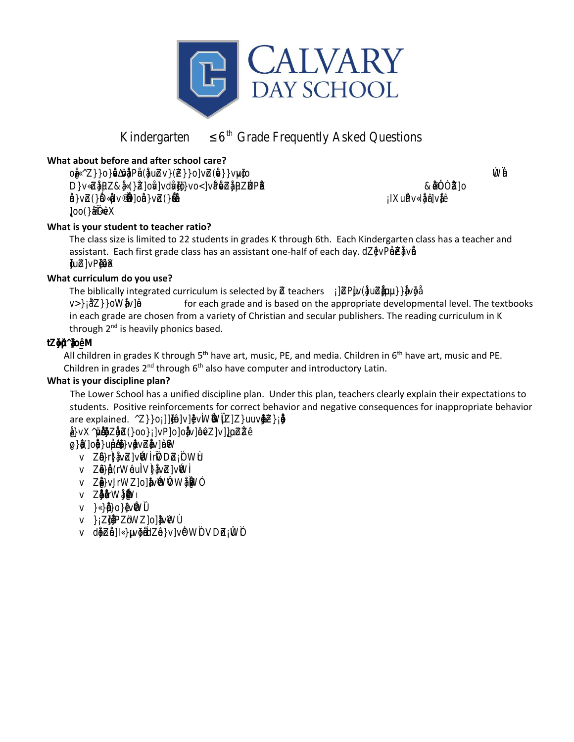# CALVARY DAY SCHOOL

## Kindergarten ≤ 6th Grade Frequently Asked Questions

**What about before and after school care?**

o~^Z}}o}}}Z}}o}}uu}o Ẃ
D}}Z&}}Z]o}vd}}o<]vZZZ &ÒǓZ]o
}vZ(}}v}]o}vZ(} ¡lXuv«]v
]oo(}ÏX

**What is your student to teacher ratio?**

The class size is limited to 22 students in grades K through 6th. Each Kindergarten class has a teacher and assistant. Each first grade class has an assistant one-half of each day. dZvPZv
uZ]vPX

**What curriculum do you use?**

The biblically integrated curriculum is selected by Z teachers ¡]ZPlv(uZuu}}v
v>}¡Z}}oW]v for each grade and is based on the appropriate developmental level. The textbooks in each grade are chosen from a variety of Christian and secular publishers. The reading curriculum in K through 2nd is heavily phonics based.

**tZ^M**

All children in grades K through 5th have art, music, PE, and media. Children in 6th have art, music and PE. Children in grades 2nd through 6th also have computer and introductory Latin.

**What is your discipline plan?**

The Lower School has a unified discipline plan. Under this plan, teachers clearly explain their expectations to students. Positive reinforcements for correct behavior and negative consequences for inappropriate behavior are explained. ^Z}}o¡]]v]vWÌ[Z]Zuu}¡
}vX^Z(}oo}¡]vP]o]vZ]v]Zê
}(]o}u}vZ]vW

- Z}rj}vZ]vW]rDZ¡ÒWù
- Z}(rWuÌV}vZ]vW]
- Z}vJrWZ]o]vWÔWÓ
- ZrWW
- }«}}o}vWÛ
- }¡ZPZWZ]o]vWÙ
- dZ]l«}uvZ}v]vWÒVDZ¡ÛÓ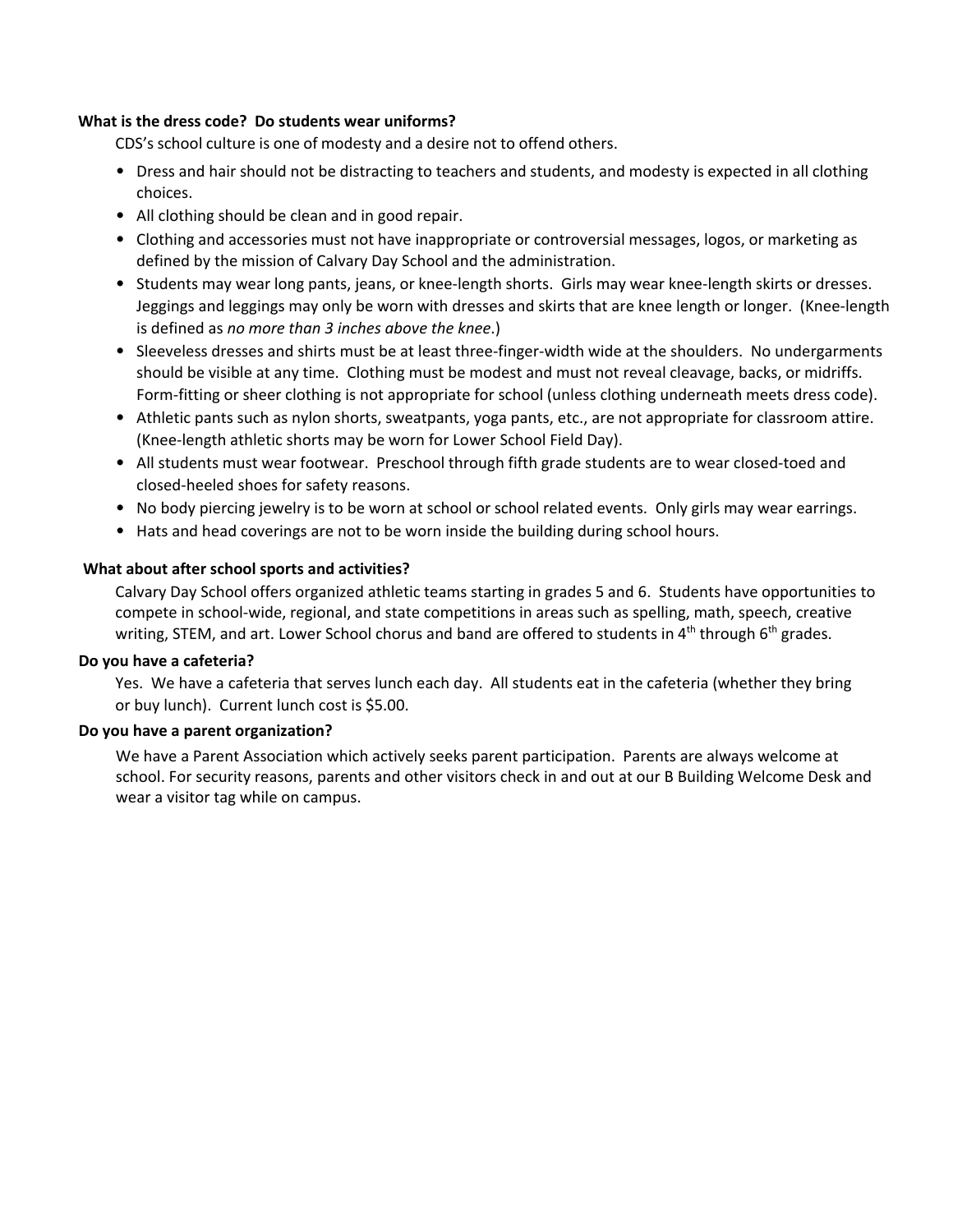**What is the dress code? Do students wear uniforms?**

CDS's school culture is one of modesty and a desire not to offend others.

- Dress and hair should not be distracting to teachers and students, and modesty is expected in all clothing choices.
- All clothing should be clean and in good repair.
- Clothing and accessories must not have inappropriate or controversial messages, logos, or marketing as defined by the mission of Calvary Day School and the administration.
- Students may wear long pants, jeans, or knee-length shorts. Girls may wear knee-length skirts or dresses. Jeggings and leggings may only be worn with dresses and skirts that are knee length or longer. (Knee-length is defined as *no more than 3 inches above the knee*.)
- Sleeveless dresses and shirts must be at least three-finger-width wide at the shoulders. No undergarments should be visible at any time. Clothing must be modest and must not reveal cleavage, backs, or midriffs. Form-fitting or sheer clothing is not appropriate for school (unless clothing underneath meets dress code).
- Athletic pants such as nylon shorts, sweatpants, yoga pants, etc., are not appropriate for classroom attire. (Knee-length athletic shorts may be worn for Lower School Field Day).
- All students must wear footwear. Preschool through fifth grade students are to wear closed-toed and closed-heeled shoes for safety reasons.
- No body piercing jewelry is to be worn at school or school related events. Only girls may wear earrings.
- Hats and head coverings are not to be worn inside the building during school hours.

**What about after school sports and activities?**

Calvary Day School offers organized athletic teams starting in grades 5 and 6. Students have opportunities to compete in school-wide, regional, and state competitions in areas such as spelling, math, speech, creative writing, STEM, and art. Lower School chorus and band are offered to students in 4th through 6th grades.

**Do you have a cafeteria?**

Yes. We have a cafeteria that serves lunch each day. All students eat in the cafeteria (whether they bring or buy lunch). Current lunch cost is $5.00.

**Do you have a parent organization?**

We have a Parent Association which actively seeks parent participation. Parents are always welcome at school. For security reasons, parents and other visitors check in and out at our B Building Welcome Desk and wear a visitor tag while on campus.